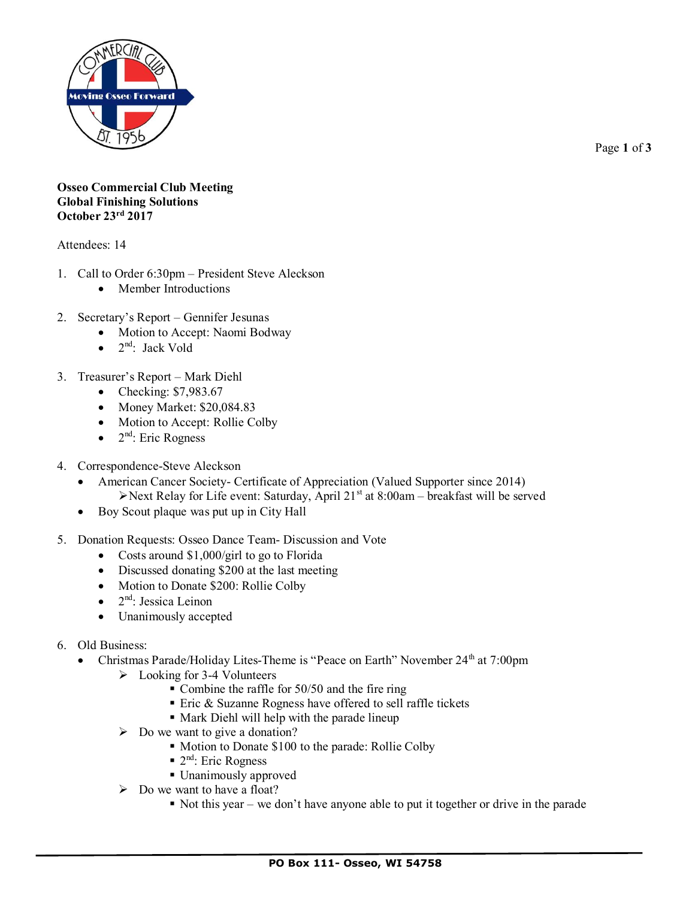**Osseo Commercial Club Meeting**
**Global Finishing Solutions**
**October 23rd 2017**

Attendees: 14

1. Call to Order 6:30pm – President Steve Aleckson
   - Member Introductions

2. Secretary's Report – Gennifer Jesunas
   - Motion to Accept: Naomi Bodway
   - 2nd: Jack Vold

3. Treasurer's Report – Mark Diehl
   - Checking: $7,983.67
   - Money Market: $20,084.83
   - Motion to Accept: Rollie Colby
   - 2nd: Eric Rogness

4. Correspondence-Steve Aleckson
   - American Cancer Society- Certificate of Appreciation (Valued Supporter since 2014)
     - Next Relay for Life event: Saturday, April 21st at 8:00am – breakfast will be served
   - Boy Scout plaque was put up in City Hall

5. Donation Requests: Osseo Dance Team- Discussion and Vote
   - Costs around $1,000/girl to go to Florida
   - Discussed donating $200 at the last meeting
   - Motion to Donate $200: Rollie Colby
   - 2nd: Jessica Leinon
   - Unanimously accepted

6. Old Business:
   - Christmas Parade/Holiday Lites-Theme is "Peace on Earth" November 24th at 7:00pm
     - Looking for 3-4 Volunteers
       - Combine the raffle for 50/50 and the fire ring
       - Eric & Suzanne Rogness have offered to sell raffle tickets
       - Mark Diehl will help with the parade lineup
     - Do we want to give a donation?
       - Motion to Donate $100 to the parade: Rollie Colby
       - 2nd: Eric Rogness
       - Unanimously approved
     - Do we want to have a float?
       - Not this year – we don't have anyone able to put it together or drive in the parade

PO Box 111- Osseo, WI 54758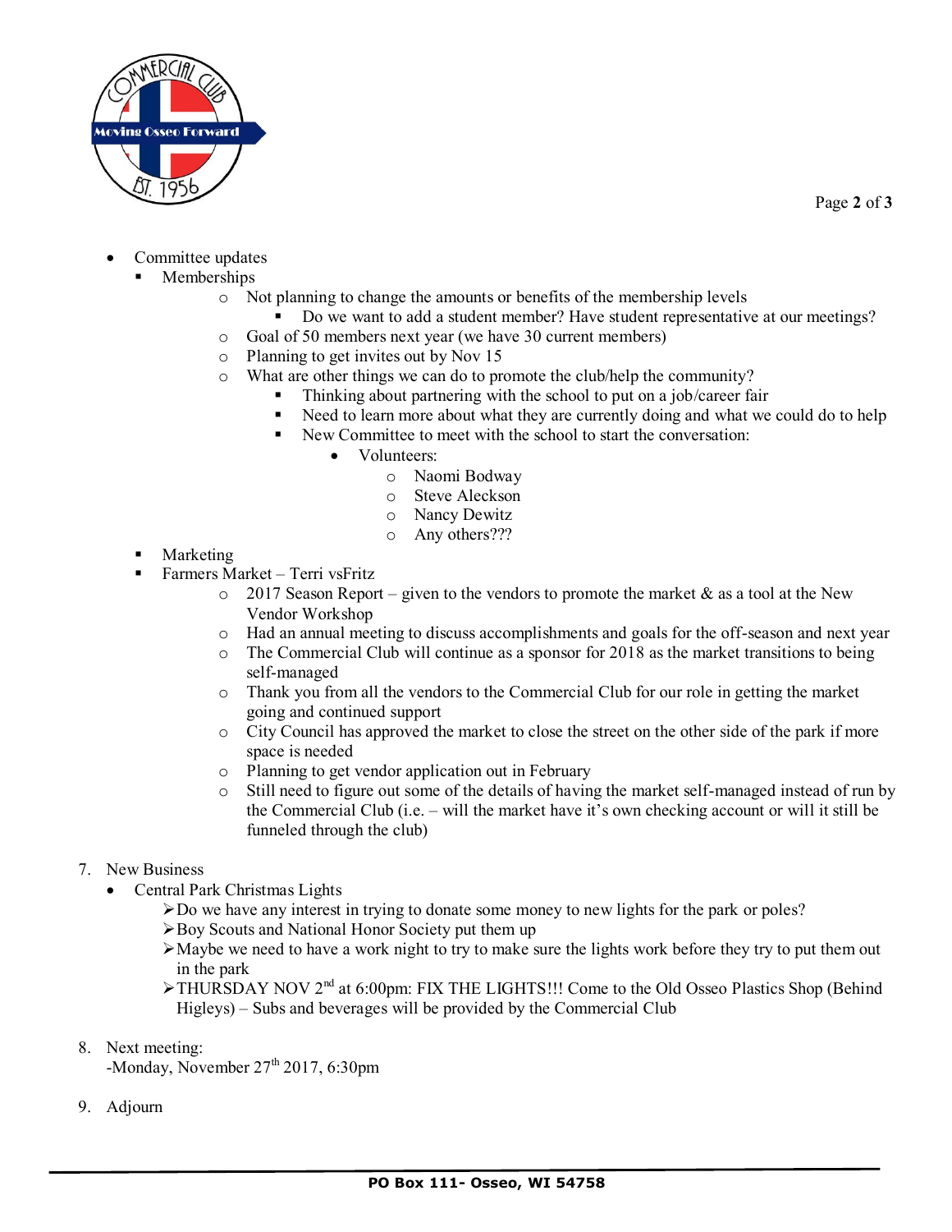- Committee updates
  - Memberships
    - Not planning to change the amounts or benefits of the membership levels
      - Do we want to add a student member? Have student representative at our meetings?
    - Goal of 50 members next year (we have 30 current members)
    - Planning to get invites out by Nov 15
    - What are other things we can do to promote the club/help the community?
      - Thinking about partnering with the school to put on a job/career fair
      - Need to learn more about what they are currently doing and what we could do to help
      - New Committee to meet with the school to start the conversation:
        - Volunteers:
          - Naomi Bodway
          - Steve Aleckson
          - Nancy Dewitz
          - Any others???
  - Marketing
  - Farmers Market – Terri vsFritz
    - 2017 Season Report – given to the vendors to promote the market & as a tool at the New Vendor Workshop
    - Had an annual meeting to discuss accomplishments and goals for the off-season and next year
    - The Commercial Club will continue as a sponsor for 2018 as the market transitions to being self-managed
    - Thank you from all the vendors to the Commercial Club for our role in getting the market going and continued support
    - City Council has approved the market to close the street on the other side of the park if more space is needed
    - Planning to get vendor application out in February
    - Still need to figure out some of the details of having the market self-managed instead of run by the Commercial Club (i.e. – will the market have it's own checking account or will it still be funneled through the club)

7. New Business
   - Central Park Christmas Lights
     - Do we have any interest in trying to donate some money to new lights for the park or poles?
     - Boy Scouts and National Honor Society put them up
     - Maybe we need to have a work night to try to make sure the lights work before they try to put them out in the park
     - THURSDAY NOV 2nd at 6:00pm: FIX THE LIGHTS!!! Come to the Old Osseo Plastics Shop (Behind Higleys) – Subs and beverages will be provided by the Commercial Club

8. Next meeting:
   -Monday, November 27th 2017, 6:30pm

9. Adjourn

PO Box 111- Osseo, WI 54758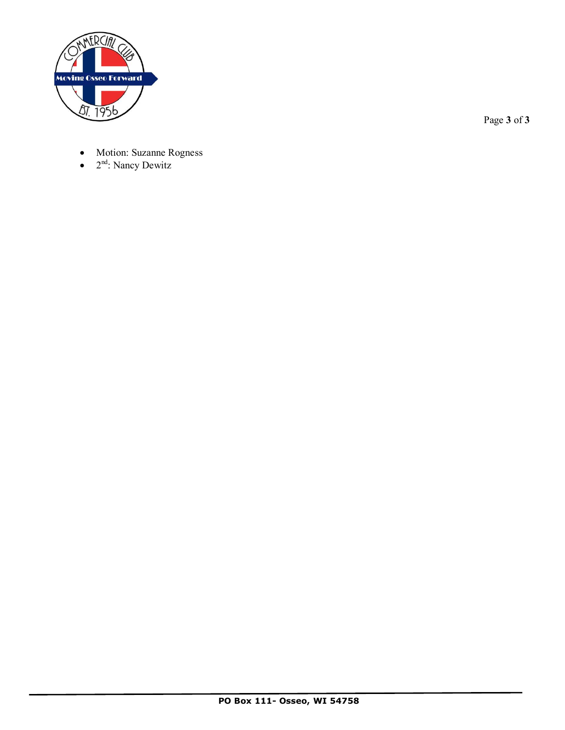- Motion: Suzanne Rogness
- 2nd: Nancy Dewitz